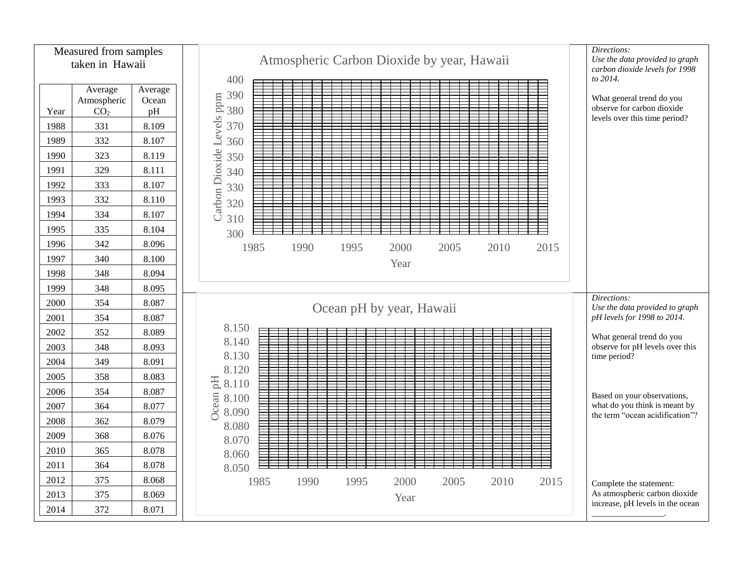Measured from samples taken in Hawaii

| Year | Average Atmospheric $CO_2$ | Average Ocean pH |
|---|---|---|
| 1988 | 331 | 8.109 |
| 1989 | 332 | 8.107 |
| 1990 | 323 | 8.119 |
| 1991 | 329 | 8.111 |
| 1992 | 333 | 8.107 |
| 1993 | 332 | 8.110 |
| 1994 | 334 | 8.107 |
| 1995 | 335 | 8.104 |
| 1996 | 342 | 8.096 |
| 1997 | 340 | 8.100 |
| 1998 | 348 | 8.094 |
| 1999 | 348 | 8.095 |
| 2000 | 354 | 8.087 |
| 2001 | 354 | 8.087 |
| 2002 | 352 | 8.089 |
| 2003 | 348 | 8.093 |
| 2004 | 349 | 8.091 |
| 2005 | 358 | 8.083 |
| 2006 | 354 | 8.087 |
| 2007 | 364 | 8.077 |
| 2008 | 362 | 8.079 |
| 2009 | 368 | 8.076 |
| 2010 | 365 | 8.078 |
| 2011 | 364 | 8.078 |
| 2012 | 375 | 8.068 |
| 2013 | 375 | 8.069 |
| 2014 | 372 | 8.071 |

**Atmospheric Carbon Dioxide by year, Hawaii**

Carbon Dioxide Levels ppm (300–400) vs. Year (1985–2015)

*Directions:*
*Use the data provided to graph carbon dioxide levels for 1998 to 2014.*

What general trend do you observe for carbon dioxide levels over this time period?

**Ocean pH by year, Hawaii**

Ocean pH (8.050–8.150) vs. Year (1985–2015)

*Directions:*
*Use the data provided to graph pH levels for 1998 to 2014.*

What general trend do you observe for pH levels over this time period?

Based on your observations, what do you think is meant by the term "ocean acidification"?

Complete the statement:
As atmospheric carbon dioxide increase, pH levels in the ocean ________________.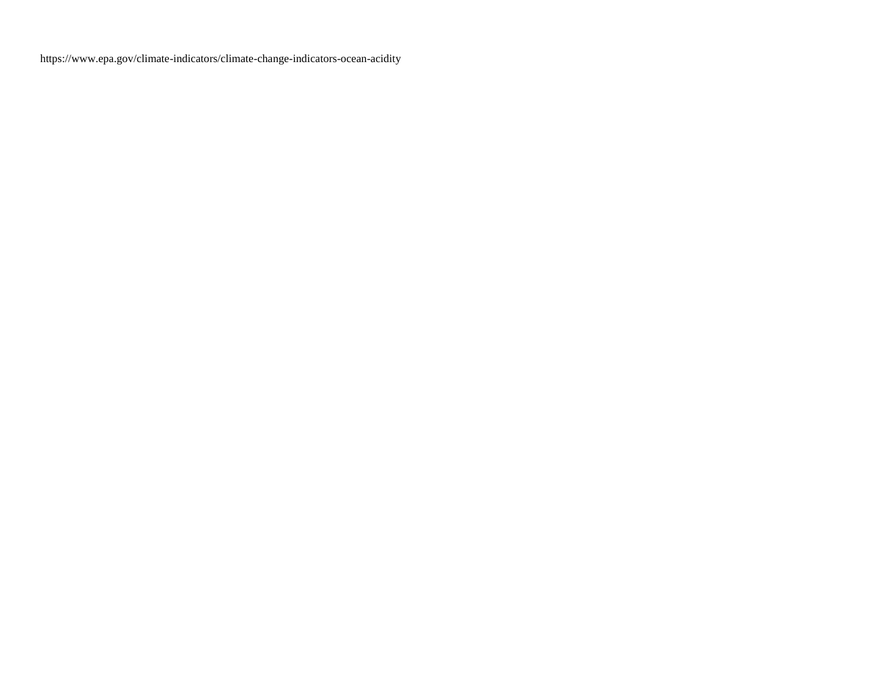https://www.epa.gov/climate-indicators/climate-change-indicators-ocean-acidity